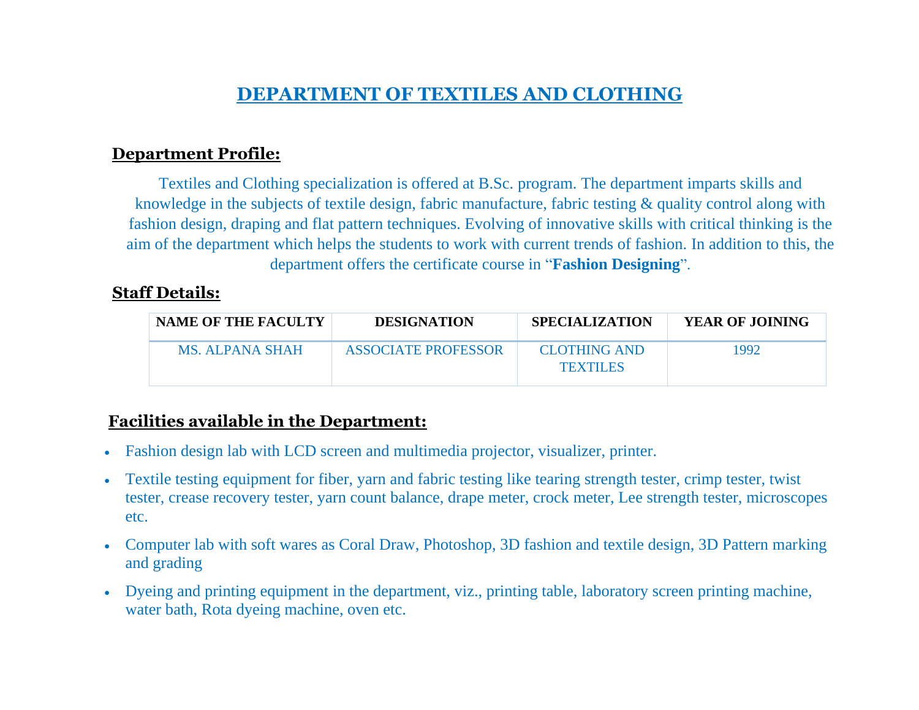# DEPARTMENT OF TEXTILES AND CLOTHING

## Department Profile:

Textiles and Clothing specialization is offered at B.Sc. program. The department imparts skills and knowledge in the subjects of textile design, fabric manufacture, fabric testing & quality control along with fashion design, draping and flat pattern techniques. Evolving of innovative skills with critical thinking is the aim of the department which helps the students to work with current trends of fashion. In addition to this, the department offers the certificate course in "**Fashion Designing**".

## Staff Details:

| NAME OF THE FACULTY | DESIGNATION | SPECIALIZATION | YEAR OF JOINING |
|---|---|---|---|
| MS. ALPANA SHAH | ASSOCIATE PROFESSOR | CLOTHING AND TEXTILES | 1992 |

## Facilities available in the Department:

- Fashion design lab with LCD screen and multimedia projector, visualizer, printer.
- Textile testing equipment for fiber, yarn and fabric testing like tearing strength tester, crimp tester, twist tester, crease recovery tester, yarn count balance, drape meter, crock meter, Lee strength tester, microscopes etc.
- Computer lab with soft wares as Coral Draw, Photoshop, 3D fashion and textile design, 3D Pattern marking and grading
- Dyeing and printing equipment in the department, viz., printing table, laboratory screen printing machine, water bath, Rota dyeing machine, oven etc.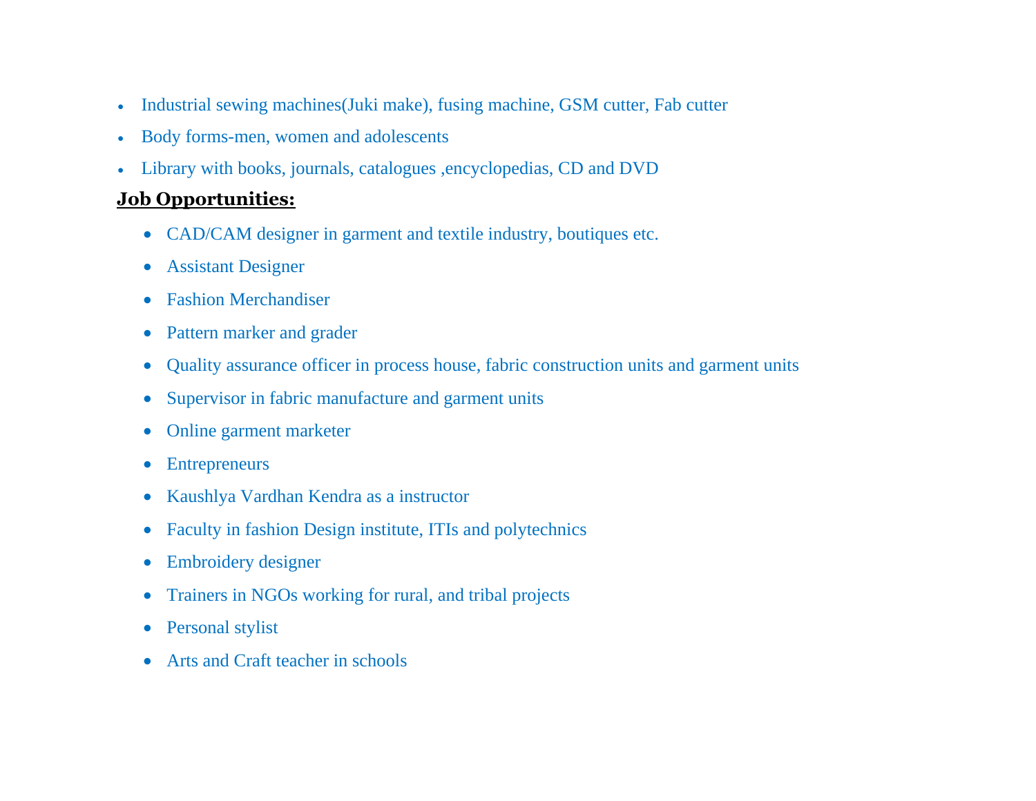- Industrial sewing machines(Juki make), fusing machine, GSM cutter, Fab cutter
- Body forms-men, women and adolescents
- Library with books, journals, catalogues ,encyclopedias, CD and DVD

**Job Opportunities:**

- CAD/CAM designer in garment and textile industry, boutiques etc.
- Assistant Designer
- Fashion Merchandiser
- Pattern marker and grader
- Quality assurance officer in process house, fabric construction units and garment units
- Supervisor in fabric manufacture and garment units
- Online garment marketer
- Entrepreneurs
- Kaushlya Vardhan Kendra as a instructor
- Faculty in fashion Design institute, ITIs and polytechnics
- Embroidery designer
- Trainers in NGOs working for rural, and tribal projects
- Personal stylist
- Arts and Craft teacher in schools